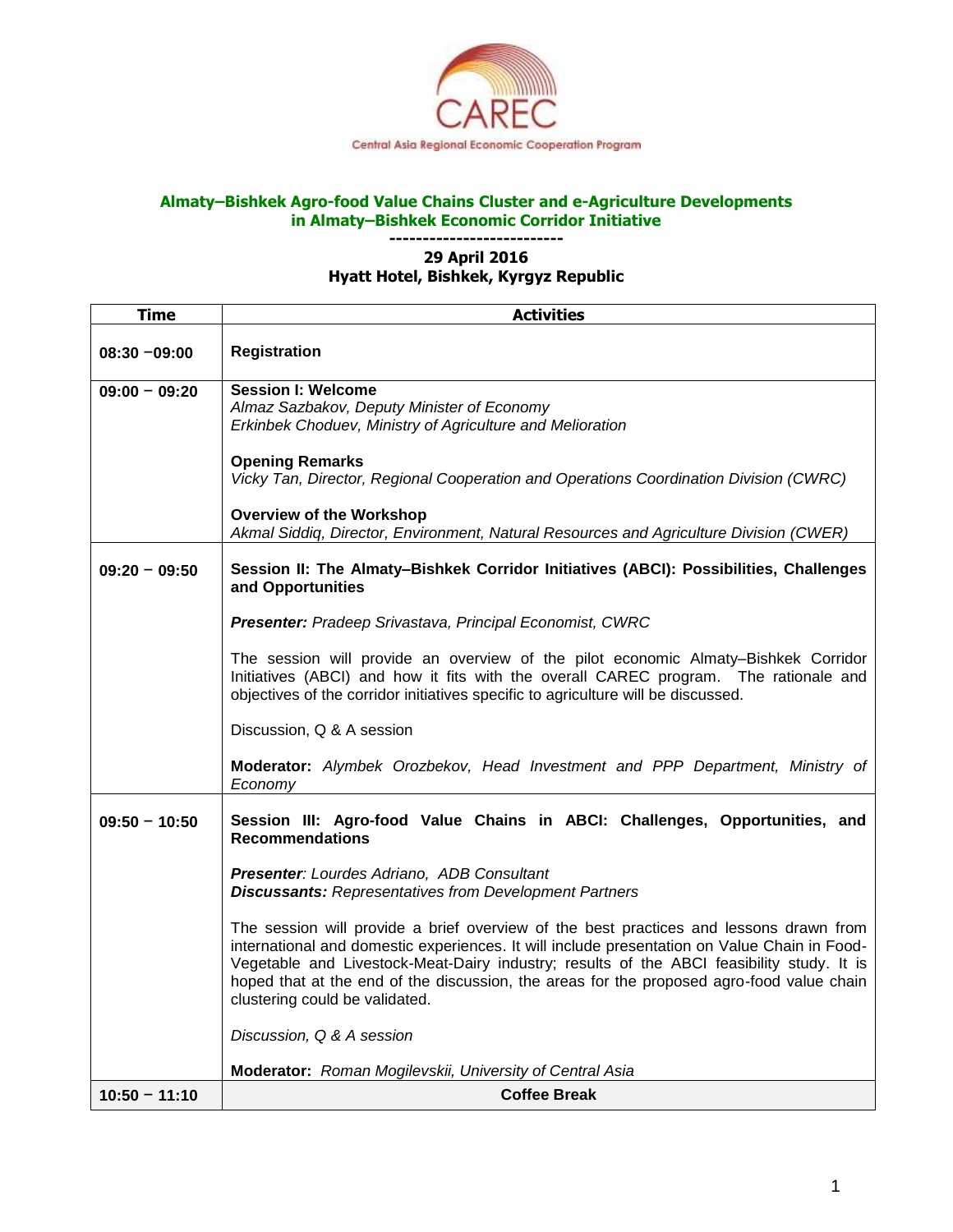CAREC

Central Asia Regional Economic Cooperation Program

# Almaty–Bishkek Agro-food Value Chains Cluster and e-Agriculture Developments in Almaty–Bishkek Economic Corridor Initiative

--------------------------

**29 April 2016**
**Hyatt Hotel, Bishkek, Kyrgyz Republic**

| Time | Activities |
|---|---|
| **08:30 –09:00** | **Registration** |
| **09:00 – 09:20** | **Session I: Welcome**<br>*Almaz Sazbakov, Deputy Minister of Economy*<br>*Erkinbek Choduev, Ministry of Agriculture and Melioration*<br><br>**Opening Remarks**<br>*Vicky Tan, Director, Regional Cooperation and Operations Coordination Division (CWRC)*<br><br>**Overview of the Workshop**<br>*Akmal Siddiq, Director, Environment, Natural Resources and Agriculture Division (CWER)* |
| **09:20 – 09:50** | **Session II: The Almaty–Bishkek Corridor Initiatives (ABCI): Possibilities, Challenges and Opportunities**<br><br>***Presenter:*** *Pradeep Srivastava, Principal Economist, CWRC*<br><br>The session will provide an overview of the pilot economic Almaty–Bishkek Corridor Initiatives (ABCI) and how it fits with the overall CAREC program. The rationale and objectives of the corridor initiatives specific to agriculture will be discussed.<br><br>Discussion, Q & A session<br><br>**Moderator:** *Alymbek Orozbekov, Head Investment and PPP Department, Ministry of Economy* |
| **09:50 – 10:50** | **Session III: Agro-food Value Chains in ABCI: Challenges, Opportunities, and Recommendations**<br><br>***Presenter***: *Lourdes Adriano, ADB Consultant*<br>***Discussants:*** *Representatives from Development Partners*<br><br>The session will provide a brief overview of the best practices and lessons drawn from international and domestic experiences. It will include presentation on Value Chain in Food-Vegetable and Livestock-Meat-Dairy industry; results of the ABCI feasibility study. It is hoped that at the end of the discussion, the areas for the proposed agro-food value chain clustering could be validated.<br><br>*Discussion, Q & A session*<br><br>**Moderator:** *Roman Mogilevskii, University of Central Asia* |
| **10:50 – 11:10** | **Coffee Break** |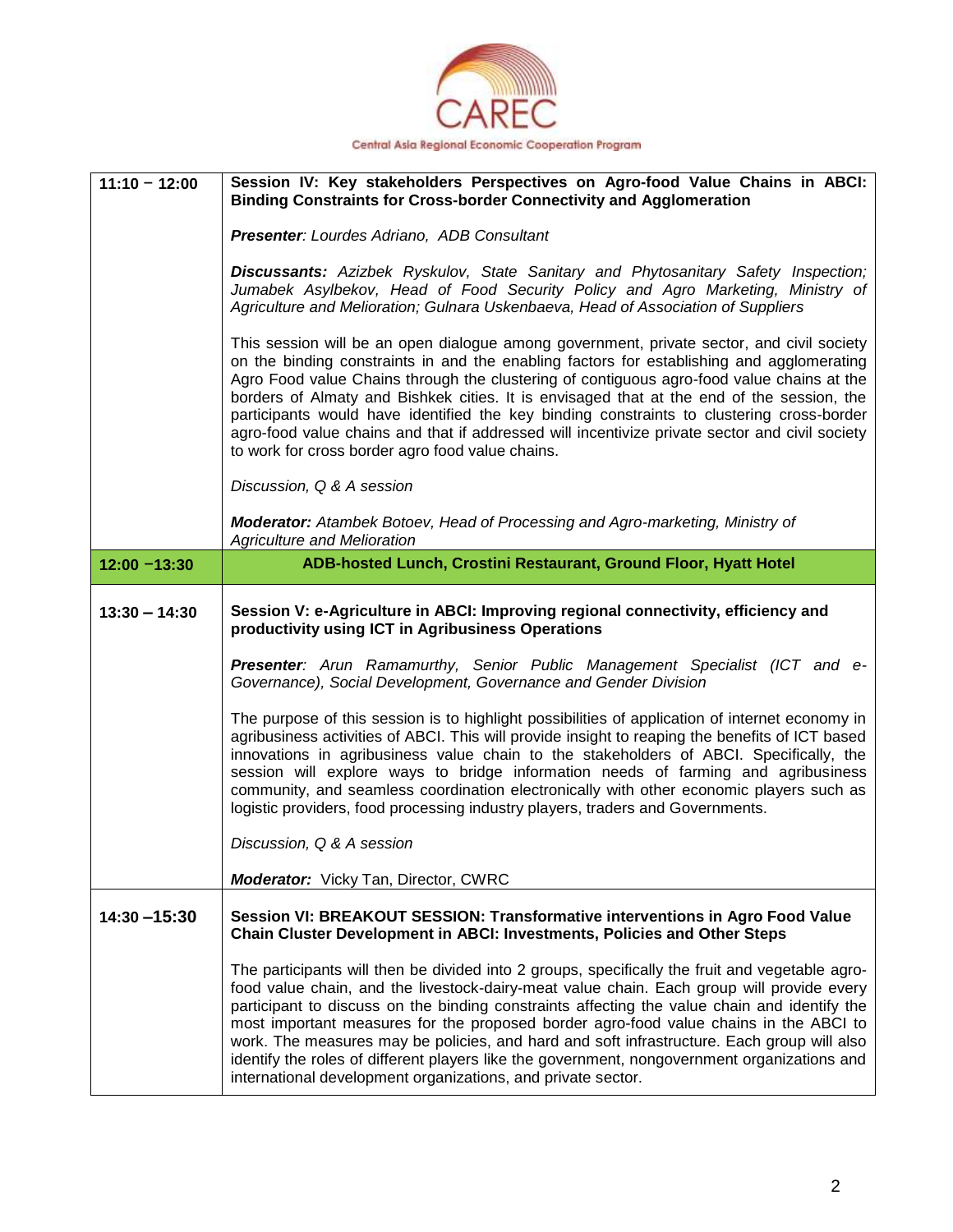| | |
|---|---|
| **11:10 – 12:00** | **Session IV: Key stakeholders Perspectives on Agro-food Value Chains in ABCI: Binding Constraints for Cross-border Connectivity and Agglomeration**<br><br>***Presenter***: *Lourdes Adriano, ADB Consultant*<br><br>***Discussants:*** *Azizbek Ryskulov, State Sanitary and Phytosanitary Safety Inspection; Jumabek Asylbekov, Head of Food Security Policy and Agro Marketing, Ministry of Agriculture and Melioration; Gulnara Uskenbaeva, Head of Association of Suppliers*<br><br>This session will be an open dialogue among government, private sector, and civil society on the binding constraints in and the enabling factors for establishing and agglomerating Agro Food value Chains through the clustering of contiguous agro-food value chains at the borders of Almaty and Bishkek cities. It is envisaged that at the end of the session, the participants would have identified the key binding constraints to clustering cross-border agro-food value chains and that if addressed will incentivize private sector and civil society to work for cross border agro food value chains.<br><br>*Discussion, Q & A session*<br><br>***Moderator:*** *Atambek Botoev, Head of Processing and Agro-marketing, Ministry of Agriculture and Melioration* |
| **12:00 –13:30** | **ADB-hosted Lunch, Crostini Restaurant, Ground Floor, Hyatt Hotel** |
| **13:30 – 14:30** | **Session V: e-Agriculture in ABCI: Improving regional connectivity, efficiency and productivity using ICT in Agribusiness Operations**<br><br>***Presenter***: *Arun Ramamurthy, Senior Public Management Specialist (ICT and e-Governance), Social Development, Governance and Gender Division*<br><br>The purpose of this session is to highlight possibilities of application of internet economy in agribusiness activities of ABCI. This will provide insight to reaping the benefits of ICT based innovations in agribusiness value chain to the stakeholders of ABCI. Specifically, the session will explore ways to bridge information needs of farming and agribusiness community, and seamless coordination electronically with other economic players such as logistic providers, food processing industry players, traders and Governments.<br><br>*Discussion, Q & A session*<br><br>***Moderator:*** Vicky Tan, Director, CWRC |
| **14:30 –15:30** | **Session VI: BREAKOUT SESSION: Transformative interventions in Agro Food Value Chain Cluster Development in ABCI: Investments, Policies and Other Steps**<br><br>The participants will then be divided into 2 groups, specifically the fruit and vegetable agro-food value chain, and the livestock-dairy-meat value chain. Each group will provide every participant to discuss on the binding constraints affecting the value chain and identify the most important measures for the proposed border agro-food value chains in the ABCI to work. The measures may be policies, and hard and soft infrastructure. Each group will also identify the roles of different players like the government, nongovernment organizations and international development organizations, and private sector. |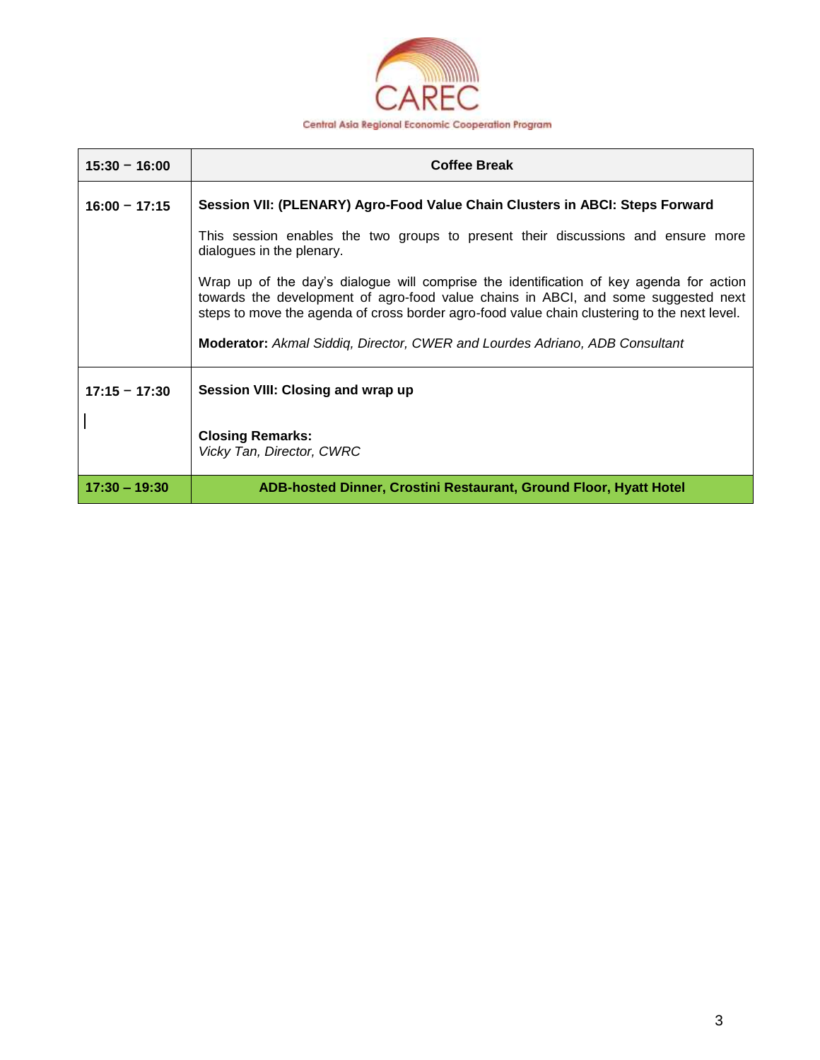CAREC

Central Asia Regional Economic Cooperation Program

| | |
|---|---|
| **15:30 – 16:00** | **Coffee Break** |
| **16:00 – 17:15** | **Session VII: (PLENARY) Agro-Food Value Chain Clusters in ABCI: Steps Forward**<br><br>This session enables the two groups to present their discussions and ensure more dialogues in the plenary.<br><br>Wrap up of the day's dialogue will comprise the identification of key agenda for action towards the development of agro-food value chains in ABCI, and some suggested next steps to move the agenda of cross border agro-food value chain clustering to the next level.<br><br>**Moderator:** *Akmal Siddiq, Director, CWER and Lourdes Adriano, ADB Consultant* |
| **17:15 – 17:30** | **Session VIII: Closing and wrap up**<br><br>**Closing Remarks:**<br>*Vicky Tan, Director, CWRC* |
| **17:30 – 19:30** | **ADB-hosted Dinner, Crostini Restaurant, Ground Floor, Hyatt Hotel** |